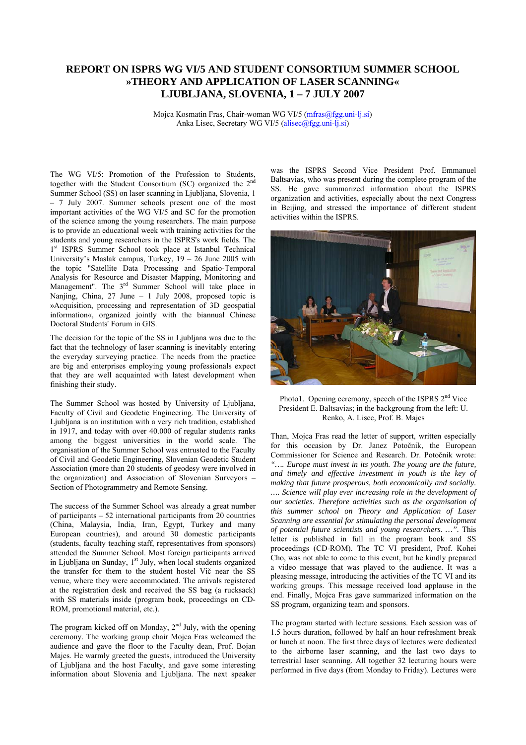# REPORT ON ISPRS WG VI/5 AND STUDENT CONSORTIUM SUMMER SCHOOL »THEORY AND APPLICATION OF LASER SCANNING« LJUBLJANA, SLOVENIA, 1 – 7 JULY 2007

Mojca Kosmatin Fras, Chair-woman WG VI/5 (mfras@fgg.uni-lj.si)
Anka Lisec, Secretary WG VI/5 (alisec@fgg.uni-lj.si)

The WG VI/5: Promotion of the Profession to Students, together with the Student Consortium (SC) organized the 2nd Summer School (SS) on laser scanning in Ljubljana, Slovenia, 1 – 7 July 2007. Summer schools present one of the most important activities of the WG VI/5 and SC for the promotion of the science among the young researchers. The main purpose is to provide an educational week with training activities for the students and young researchers in the ISPRS's work fields. The 1st ISPRS Summer School took place at Istanbul Technical University's Maslak campus, Turkey, 19 – 26 June 2005 with the topic "Satellite Data Processing and Spatio-Temporal Analysis for Resource and Disaster Mapping, Monitoring and Management". The 3rd Summer School will take place in Nanjing, China, 27 June – 1 July 2008, proposed topic is »Acquisition, processing and representation of 3D geospatial information«, organized jointly with the biannual Chinese Doctoral Students' Forum in GIS.

The decision for the topic of the SS in Ljubljana was due to the fact that the technology of laser scanning is inevitably entering the everyday surveying practice. The needs from the practice are big and enterprises employing young professionals expect that they are well acquainted with latest development when finishing their study.

The Summer School was hosted by University of Ljubljana, Faculty of Civil and Geodetic Engineering. The University of Ljubljana is an institution with a very rich tradition, established in 1917, and today with over 40.000 of regular students ranks among the biggest universities in the world scale. The organisation of the Summer School was entrusted to the Faculty of Civil and Geodetic Engineering, Slovenian Geodetic Student Association (more than 20 students of geodesy were involved in the organization) and Association of Slovenian Surveyors – Section of Photogrammetry and Remote Sensing.

The success of the Summer School was already a great number of participants – 52 international participants from 20 countries (China, Malaysia, India, Iran, Egypt, Turkey and many European countries), and around 30 domestic participants (students, faculty teaching staff, representatives from sponsors) attended the Summer School. Most foreign participants arrived in Ljubljana on Sunday, 1st July, when local students organized the transfer for them to the student hostel Vič near the SS venue, where they were accommodated. The arrivals registered at the registration desk and received the SS bag (a rucksack) with SS materials inside (program book, proceedings on CD-ROM, promotional material, etc.).

The program kicked off on Monday, 2nd July, with the opening ceremony. The working group chair Mojca Fras welcomed the audience and gave the floor to the Faculty dean, Prof. Bojan Majes. He warmly greeted the guests, introduced the University of Ljubljana and the host Faculty, and gave some interesting information about Slovenia and Ljubljana. The next speaker was the ISPRS Second Vice President Prof. Emmanuel Baltsavias, who was present during the complete program of the SS. He gave summarized information about the ISPRS organization and activities, especially about the next Congress in Beijing, and stressed the importance of different student activities within the ISPRS.

Photo1. Opening ceremony, speech of the ISPRS 2nd Vice President E. Baltsavias; in the backgroung from the left: U. Renko, A. Lisec, Prof. B. Majes

Than, Mojca Fras read the letter of support, written especially for this occasion by Dr. Janez Potočnik, the European Commissioner for Science and Research. Dr. Potočnik wrote: *"…. Europe must invest in its youth. The young are the future, and timely and effective investment in youth is the key of making that future prosperous, both economically and socially. …. Science will play ever increasing role in the development of our societies. Therefore activities such as the organisation of this summer school on Theory and Application of Laser Scanning are essential for stimulating the personal development of potential future scientists and young researchers. …".* This letter is published in full in the program book and SS proceedings (CD-ROM). The TC VI president, Prof. Kohei Cho, was not able to come to this event, but he kindly prepared a video message that was played to the audience. It was a pleasing message, introducing the activities of the TC VI and its working groups. This message received load applause in the end. Finally, Mojca Fras gave summarized information on the SS program, organizing team and sponsors.

The program started with lecture sessions. Each session was of 1.5 hours duration, followed by half an hour refreshment break or lunch at noon. The first three days of lectures were dedicated to the airborne laser scanning, and the last two days to terrestrial laser scanning. All together 32 lecturing hours were performed in five days (from Monday to Friday). Lectures were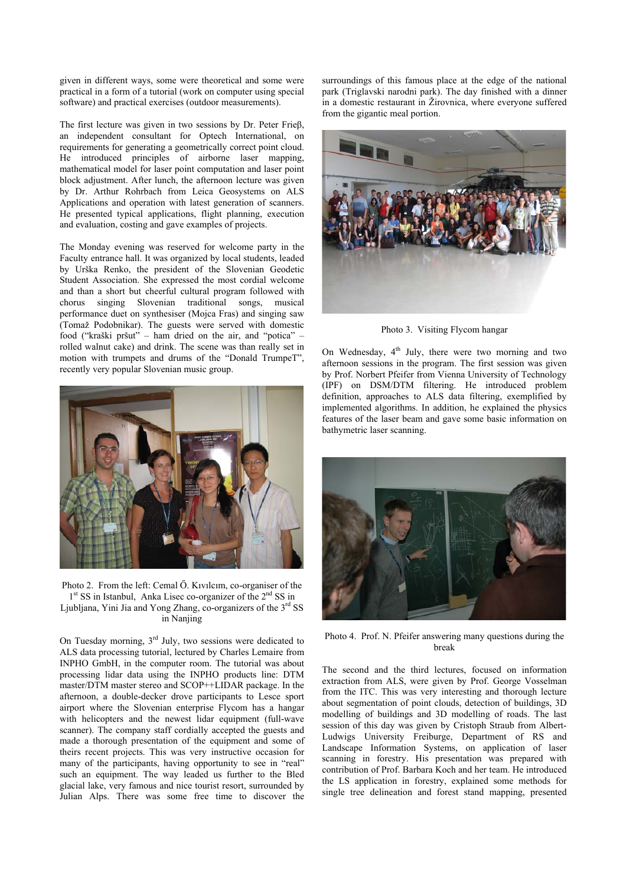given in different ways, some were theoretical and some were practical in a form of a tutorial (work on computer using special software) and practical exercises (outdoor measurements).

The first lecture was given in two sessions by Dr. Peter Frieβ, an independent consultant for Optech International, on requirements for generating a geometrically correct point cloud. He introduced principles of airborne laser mapping, mathematical model for laser point computation and laser point block adjustment. After lunch, the afternoon lecture was given by Dr. Arthur Rohrbach from Leica Geosystems on ALS Applications and operation with latest generation of scanners. He presented typical applications, flight planning, execution and evaluation, costing and gave examples of projects.

The Monday evening was reserved for welcome party in the Faculty entrance hall. It was organized by local students, leaded by Urška Renko, the president of the Slovenian Geodetic Student Association. She expressed the most cordial welcome and than a short but cheerful cultural program followed with chorus singing Slovenian traditional songs, musical performance duet on synthesiser (Mojca Fras) and singing saw (Tomaž Podobnikar). The guests were served with domestic food ("kraški pršut" – ham dried on the air, and "potica" – rolled walnut cake) and drink. The scene was than really set in motion with trumpets and drums of the "Donald TrumpeT", recently very popular Slovenian music group.

Photo 2. From the left: Cemal Ő. Kıvılcım, co-organiser of the 1st SS in Istanbul, Anka Lisec co-organizer of the 2nd SS in Ljubljana, Yini Jia and Yong Zhang, co-organizers of the 3rd SS in Nanjing

On Tuesday morning, 3rd July, two sessions were dedicated to ALS data processing tutorial, lectured by Charles Lemaire from INPHO GmbH, in the computer room. The tutorial was about processing lidar data using the INPHO products line: DTM master/DTM master stereo and SCOP++LIDAR package. In the afternoon, a double-decker drove participants to Lesce sport airport where the Slovenian enterprise Flycom has a hangar with helicopters and the newest lidar equipment (full-wave scanner). The company staff cordially accepted the guests and made a thorough presentation of the equipment and some of theirs recent projects. This was very instructive occasion for many of the participants, having opportunity to see in "real" such an equipment. The way leaded us further to the Bled glacial lake, very famous and nice tourist resort, surrounded by Julian Alps. There was some free time to discover the surroundings of this famous place at the edge of the national park (Triglavski narodni park). The day finished with a dinner in a domestic restaurant in Žirovnica, where everyone suffered from the gigantic meal portion.

Photo 3. Visiting Flycom hangar

On Wednesday, 4th July, there were two morning and two afternoon sessions in the program. The first session was given by Prof. Norbert Pfeifer from Vienna University of Technology (IPF) on DSM/DTM filtering. He introduced problem definition, approaches to ALS data filtering, exemplified by implemented algorithms. In addition, he explained the physics features of the laser beam and gave some basic information on bathymetric laser scanning.

Photo 4. Prof. N. Pfeifer answering many questions during the break

The second and the third lectures, focused on information extraction from ALS, were given by Prof. George Vosselman from the ITC. This was very interesting and thorough lecture about segmentation of point clouds, detection of buildings, 3D modelling of buildings and 3D modelling of roads. The last session of this day was given by Cristoph Straub from Albert-Ludwigs University Freiburge, Department of RS and Landscape Information Systems, on application of laser scanning in forestry. His presentation was prepared with contribution of Prof. Barbara Koch and her team. He introduced the LS application in forestry, explained some methods for single tree delineation and forest stand mapping, presented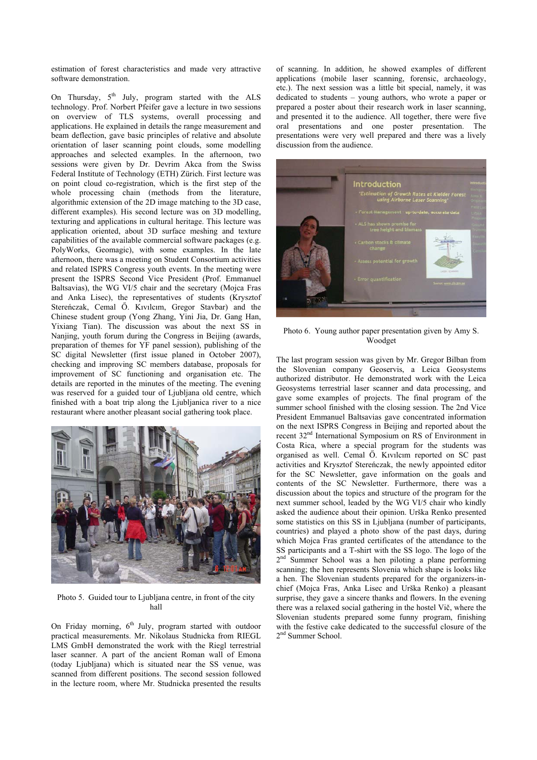estimation of forest characteristics and made very attractive software demonstration.

On Thursday, 5th July, program started with the ALS technology. Prof. Norbert Pfeifer gave a lecture in two sessions on overview of TLS systems, overall processing and applications. He explained in details the range measurement and beam deflection, gave basic principles of relative and absolute orientation of laser scanning point clouds, some modelling approaches and selected examples. In the afternoon, two sessions were given by Dr. Devrim Akca from the Swiss Federal Institute of Technology (ETH) Zürich. First lecture was on point cloud co-registration, which is the first step of the whole processing chain (methods from the literature, algorithmic extension of the 2D image matching to the 3D case, different examples). His second lecture was on 3D modelling, texturing and applications in cultural heritage. This lecture was application oriented, about 3D surface meshing and texture capabilities of the available commercial software packages (e.g. PolyWorks, Geomagic), with some examples. In the late afternoon, there was a meeting on Student Consortium activities and related ISPRS Congress youth events. In the meeting were present the ISPRS Second Vice President (Prof. Emmanuel Baltsavias), the WG VI/5 chair and the secretary (Mojca Fras and Anka Lisec), the representatives of students (Krysztof Stereńczak, Cemal Ő. Kıvılcım, Gregor Stavbar) and the Chinese student group (Yong Zhang, Yini Jia, Dr. Gang Han, Yixiang Tian). The discussion was about the next SS in Nanjing, youth forum during the Congress in Beijing (awards, preparation of themes for YF panel session), publishing of the SC digital Newsletter (first issue planed in October 2007), checking and improving SC members database, proposals for improvement of SC functioning and organisation etc. The details are reported in the minutes of the meeting. The evening was reserved for a guided tour of Ljubljana old centre, which finished with a boat trip along the Ljubljanica river to a nice restaurant where another pleasant social gathering took place.

Photo 5. Guided tour to Ljubljana centre, in front of the city hall

On Friday morning, 6th July, program started with outdoor practical measurements. Mr. Nikolaus Studnicka from RIEGL LMS GmbH demonstrated the work with the Riegl terrestrial laser scanner. A part of the ancient Roman wall of Emona (today Ljubljana) which is situated near the SS venue, was scanned from different positions. The second session followed in the lecture room, where Mr. Studnicka presented the results of scanning. In addition, he showed examples of different applications (mobile laser scanning, forensic, archaeology, etc.). The next session was a little bit special, namely, it was dedicated to students – young authors, who wrote a paper or prepared a poster about their research work in laser scanning, and presented it to the audience. All together, there were five oral presentations and one poster presentation. The presentations were very well prepared and there was a lively discussion from the audience.

Photo 6. Young author paper presentation given by Amy S. Woodget

The last program session was given by Mr. Gregor Bilban from the Slovenian company Geoservis, a Leica Geosystems authorized distributor. He demonstrated work with the Leica Geosystems terrestrial laser scanner and data processing, and gave some examples of projects. The final program of the summer school finished with the closing session. The 2nd Vice President Emmanuel Baltsavias gave concentrated information on the next ISPRS Congress in Beijing and reported about the recent 32nd International Symposium on RS of Environment in Costa Rica, where a special program for the students was organised as well. Cemal Ő. Kıvılcım reported on SC past activities and Krysztof Stereńczak, the newly appointed editor for the SC Newsletter, gave information on the goals and contents of the SC Newsletter. Furthermore, there was a discussion about the topics and structure of the program for the next summer school, leaded by the WG VI/5 chair who kindly asked the audience about their opinion. Urška Renko presented some statistics on this SS in Ljubljana (number of participants, countries) and played a photo show of the past days, during which Mojca Fras granted certificates of the attendance to the SS participants and a T-shirt with the SS logo. The logo of the 2nd Summer School was a hen piloting a plane performing scanning; the hen represents Slovenia which shape is looks like a hen. The Slovenian students prepared for the organizers-in-chief (Mojca Fras, Anka Lisec and Urška Renko) a pleasant surprise, they gave a sincere thanks and flowers. In the evening there was a relaxed social gathering in the hostel Vič, where the Slovenian students prepared some funny program, finishing with the festive cake dedicated to the successful closure of the 2nd Summer School.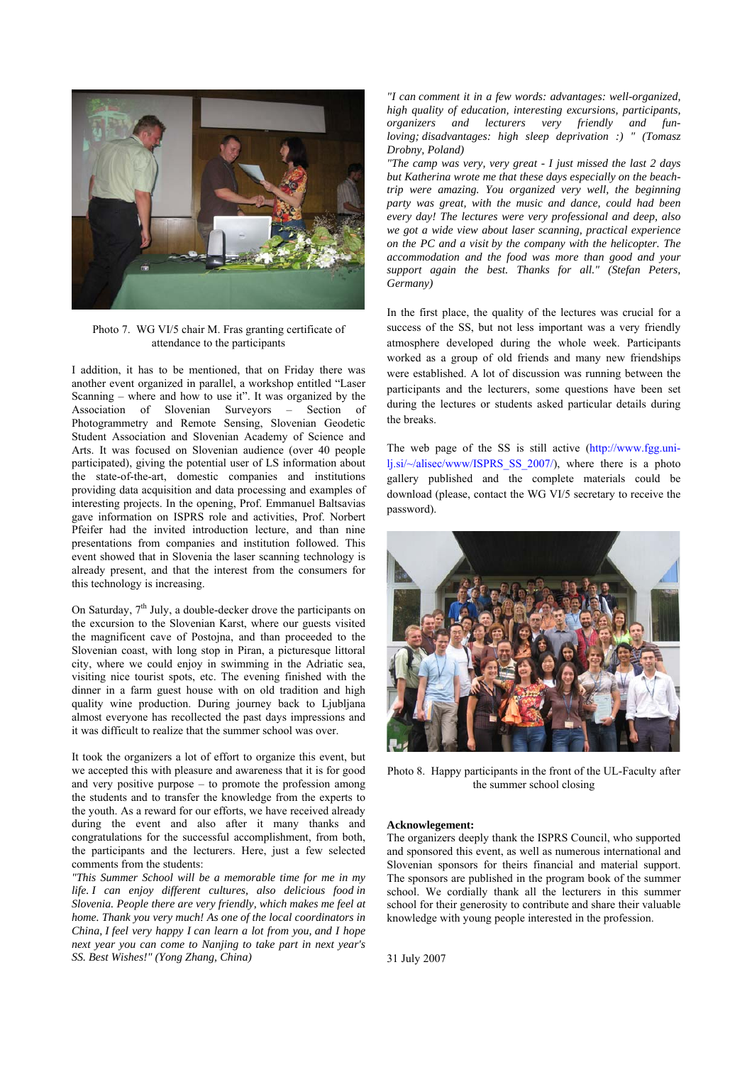Photo 7. WG VI/5 chair M. Fras granting certificate of attendance to the participants

I addition, it has to be mentioned, that on Friday there was another event organized in parallel, a workshop entitled "Laser Scanning – where and how to use it". It was organized by the Association of Slovenian Surveyors – Section of Photogrammetry and Remote Sensing, Slovenian Geodetic Student Association and Slovenian Academy of Science and Arts. It was focused on Slovenian audience (over 40 people participated), giving the potential user of LS information about the state-of-the-art, domestic companies and institutions providing data acquisition and data processing and examples of interesting projects. In the opening, Prof. Emmanuel Baltsavias gave information on ISPRS role and activities, Prof. Norbert Pfeifer had the invited introduction lecture, and than nine presentations from companies and institution followed. This event showed that in Slovenia the laser scanning technology is already present, and that the interest from the consumers for this technology is increasing.

On Saturday, 7th July, a double-decker drove the participants on the excursion to the Slovenian Karst, where our guests visited the magnificent cave of Postojna, and than proceeded to the Slovenian coast, with long stop in Piran, a picturesque littoral city, where we could enjoy in swimming in the Adriatic sea, visiting nice tourist spots, etc. The evening finished with the dinner in a farm guest house with on old tradition and high quality wine production. During journey back to Ljubljana almost everyone has recollected the past days impressions and it was difficult to realize that the summer school was over.

It took the organizers a lot of effort to organize this event, but we accepted this with pleasure and awareness that it is for good and very positive purpose – to promote the profession among the students and to transfer the knowledge from the experts to the youth. As a reward for our efforts, we have received already during the event and also after it many thanks and congratulations for the successful accomplishment, from both, the participants and the lecturers. Here, just a few selected comments from the students:

*"This Summer School will be a memorable time for me in my life. I can enjoy different cultures, also delicious food in Slovenia. People there are very friendly, which makes me feel at home. Thank you very much! As one of the local coordinators in China, I feel very happy I can learn a lot from you, and I hope next year you can come to Nanjing to take part in next year's SS. Best Wishes!" (Yong Zhang, China)*

*"I can comment it in a few words: advantages: well-organized, high quality of education, interesting excursions, participants, organizers and lecturers very friendly and fun-loving; disadvantages: high sleep deprivation :) " (Tomasz Drobny, Poland)*

*"The camp was very, very great - I just missed the last 2 days but Katherina wrote me that these days especially on the beach-trip were amazing. You organized very well, the beginning party was great, with the music and dance, could had been every day! The lectures were very professional and deep, also we got a wide view about laser scanning, practical experience on the PC and a visit by the company with the helicopter. The accommodation and the food was more than good and your support again the best. Thanks for all." (Stefan Peters, Germany)*

In the first place, the quality of the lectures was crucial for a success of the SS, but not less important was a very friendly atmosphere developed during the whole week. Participants worked as a group of old friends and many new friendships were established. A lot of discussion was running between the participants and the lecturers, some questions have been set during the lectures or students asked particular details during the breaks.

The web page of the SS is still active (http://www.fgg.uni-lj.si/~/alisec/www/ISPRS_SS_2007/), where there is a photo gallery published and the complete materials could be download (please, contact the WG VI/5 secretary to receive the password).

Photo 8. Happy participants in the front of the UL-Faculty after the summer school closing

**Acknowlegement:**
The organizers deeply thank the ISPRS Council, who supported and sponsored this event, as well as numerous international and Slovenian sponsors for theirs financial and material support. The sponsors are published in the program book of the summer school. We cordially thank all the lecturers in this summer school for their generosity to contribute and share their valuable knowledge with young people interested in the profession.

31 July 2007